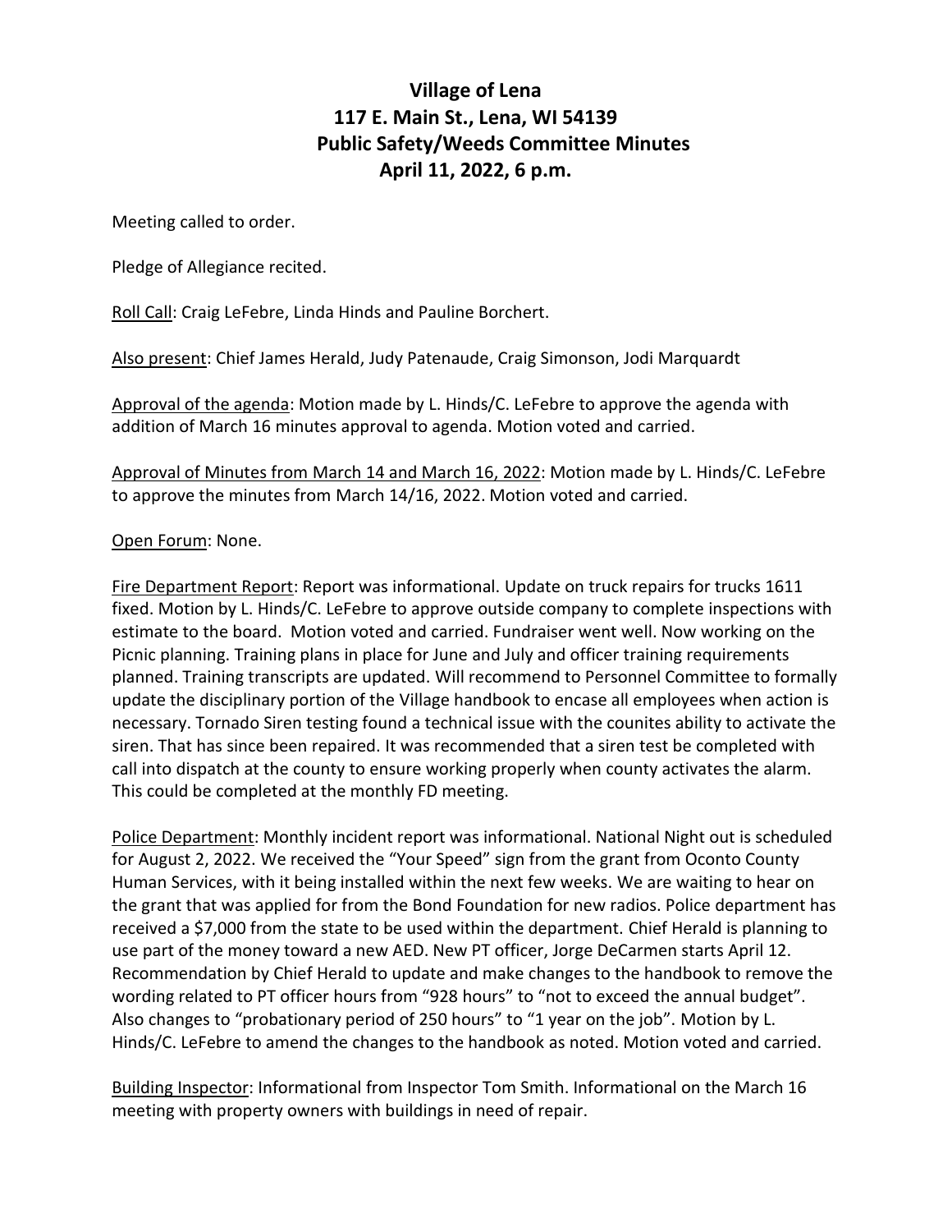# Village of Lena
## 117 E. Main St., Lena, WI 54139
## Public Safety/Weeds Committee Minutes
## April 11, 2022, 6 p.m.

Meeting called to order.

Pledge of Allegiance recited.

Roll Call: Craig LeFebre, Linda Hinds and Pauline Borchert.

Also present: Chief James Herald, Judy Patenaude, Craig Simonson, Jodi Marquardt

Approval of the agenda: Motion made by L. Hinds/C. LeFebre to approve the agenda with addition of March 16 minutes approval to agenda. Motion voted and carried.

Approval of Minutes from March 14 and March 16, 2022: Motion made by L. Hinds/C. LeFebre to approve the minutes from March 14/16, 2022. Motion voted and carried.

Open Forum: None.

Fire Department Report: Report was informational. Update on truck repairs for trucks 1611 fixed. Motion by L. Hinds/C. LeFebre to approve outside company to complete inspections with estimate to the board. Motion voted and carried. Fundraiser went well. Now working on the Picnic planning. Training plans in place for June and July and officer training requirements planned. Training transcripts are updated. Will recommend to Personnel Committee to formally update the disciplinary portion of the Village handbook to encase all employees when action is necessary. Tornado Siren testing found a technical issue with the counites ability to activate the siren. That has since been repaired. It was recommended that a siren test be completed with call into dispatch at the county to ensure working properly when county activates the alarm. This could be completed at the monthly FD meeting.

Police Department: Monthly incident report was informational. National Night out is scheduled for August 2, 2022. We received the "Your Speed" sign from the grant from Oconto County Human Services, with it being installed within the next few weeks. We are waiting to hear on the grant that was applied for from the Bond Foundation for new radios. Police department has received a $7,000 from the state to be used within the department. Chief Herald is planning to use part of the money toward a new AED. New PT officer, Jorge DeCarmen starts April 12. Recommendation by Chief Herald to update and make changes to the handbook to remove the wording related to PT officer hours from "928 hours" to "not to exceed the annual budget". Also changes to "probationary period of 250 hours" to "1 year on the job". Motion by L. Hinds/C. LeFebre to amend the changes to the handbook as noted. Motion voted and carried.

Building Inspector: Informational from Inspector Tom Smith. Informational on the March 16 meeting with property owners with buildings in need of repair.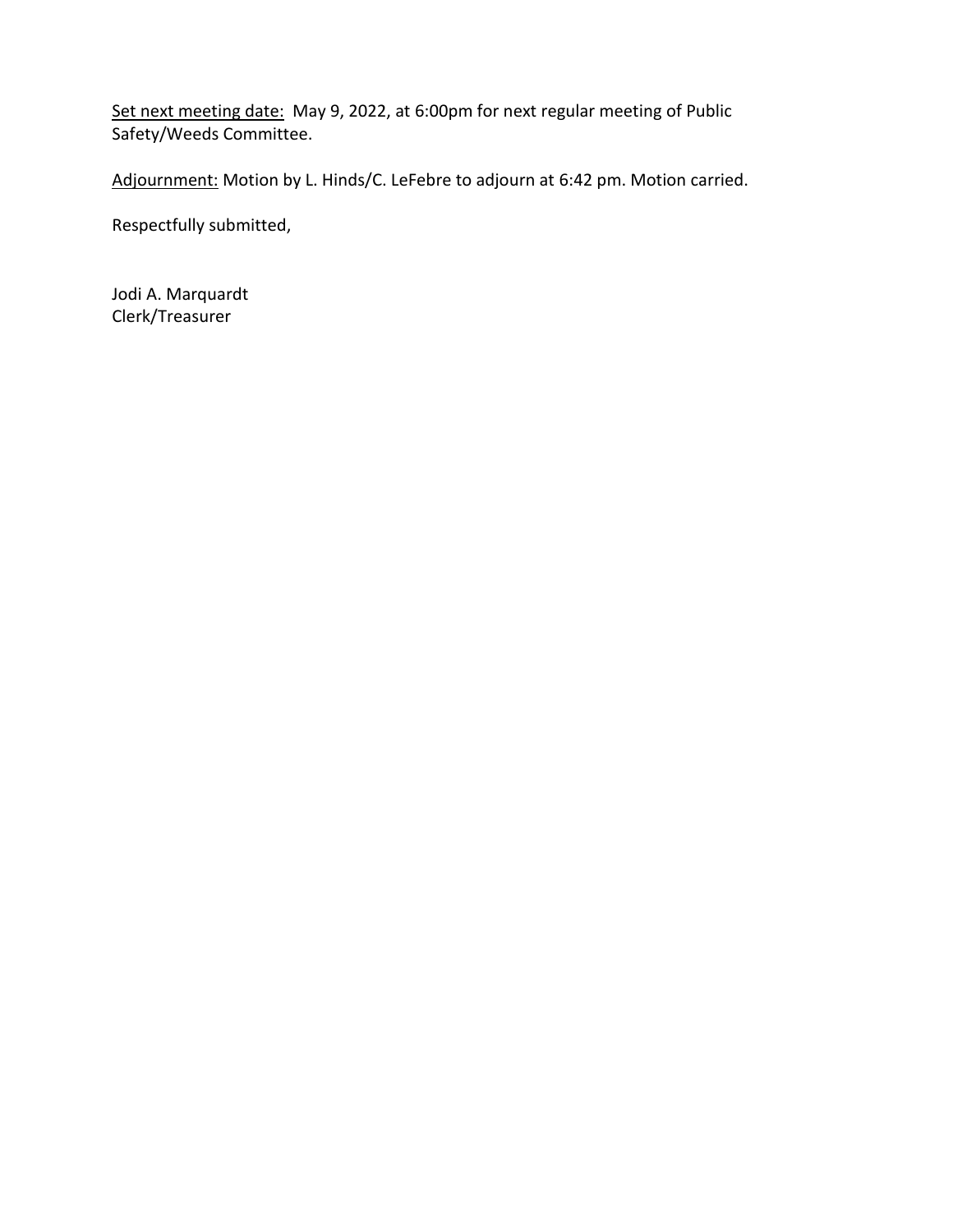<u>Set next meeting date:</u> May 9, 2022, at 6:00pm for next regular meeting of Public Safety/Weeds Committee.

<u>Adjournment:</u> Motion by L. Hinds/C. LeFebre to adjourn at 6:42 pm. Motion carried.

Respectfully submitted,

Jodi A. Marquardt
Clerk/Treasurer